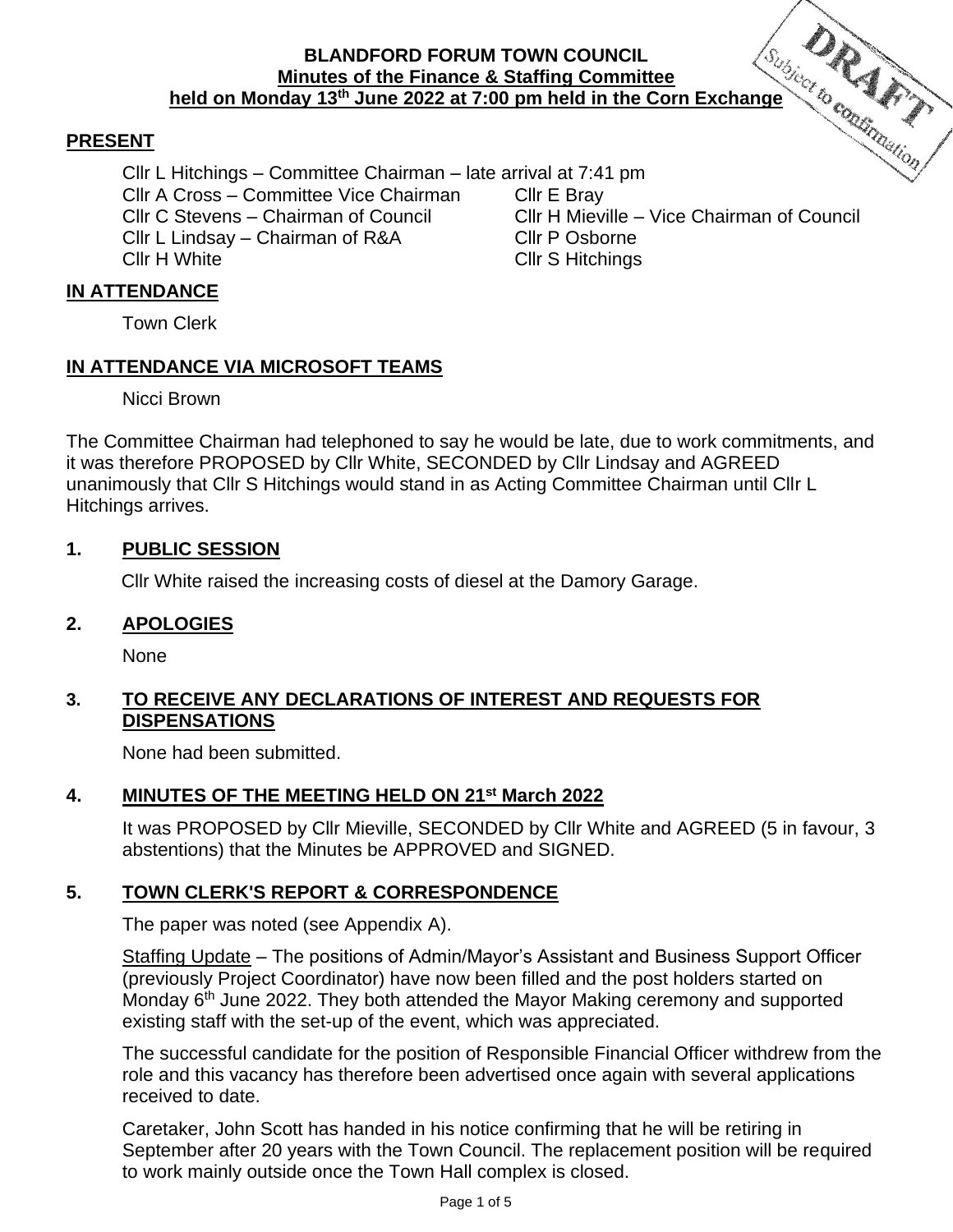**BLANDFORD FORUM TOWN COUNCIL**
**Minutes of the Finance & Staffing Committee**
**held on Monday 13th June 2022 at 7:00 pm held in the Corn Exchange**

DRAFT
Subject to confirmation

## PRESENT

Cllr L Hitchings – Committee Chairman – late arrival at 7:41 pm
Cllr A Cross – Committee Vice Chairman
Cllr C Stevens – Chairman of Council
Cllr L Lindsay – Chairman of R&A
Cllr H White
Cllr E Bray
Cllr H Mieville – Vice Chairman of Council
Cllr P Osborne
Cllr S Hitchings

## IN ATTENDANCE

Town Clerk

## IN ATTENDANCE VIA MICROSOFT TEAMS

Nicci Brown

The Committee Chairman had telephoned to say he would be late, due to work commitments, and it was therefore PROPOSED by Cllr White, SECONDED by Cllr Lindsay and AGREED unanimously that Cllr S Hitchings would stand in as Acting Committee Chairman until Cllr L Hitchings arrives.

## 1. PUBLIC SESSION

Cllr White raised the increasing costs of diesel at the Damory Garage.

## 2. APOLOGIES

None

## 3. TO RECEIVE ANY DECLARATIONS OF INTEREST AND REQUESTS FOR DISPENSATIONS

None had been submitted.

## 4. MINUTES OF THE MEETING HELD ON 21st March 2022

It was PROPOSED by Cllr Mieville, SECONDED by Cllr White and AGREED (5 in favour, 3 abstentions) that the Minutes be APPROVED and SIGNED.

## 5. TOWN CLERK'S REPORT & CORRESPONDENCE

The paper was noted (see Appendix A).

Staffing Update – The positions of Admin/Mayor's Assistant and Business Support Officer (previously Project Coordinator) have now been filled and the post holders started on Monday 6th June 2022. They both attended the Mayor Making ceremony and supported existing staff with the set-up of the event, which was appreciated.

The successful candidate for the position of Responsible Financial Officer withdrew from the role and this vacancy has therefore been advertised once again with several applications received to date.

Caretaker, John Scott has handed in his notice confirming that he will be retiring in September after 20 years with the Town Council. The replacement position will be required to work mainly outside once the Town Hall complex is closed.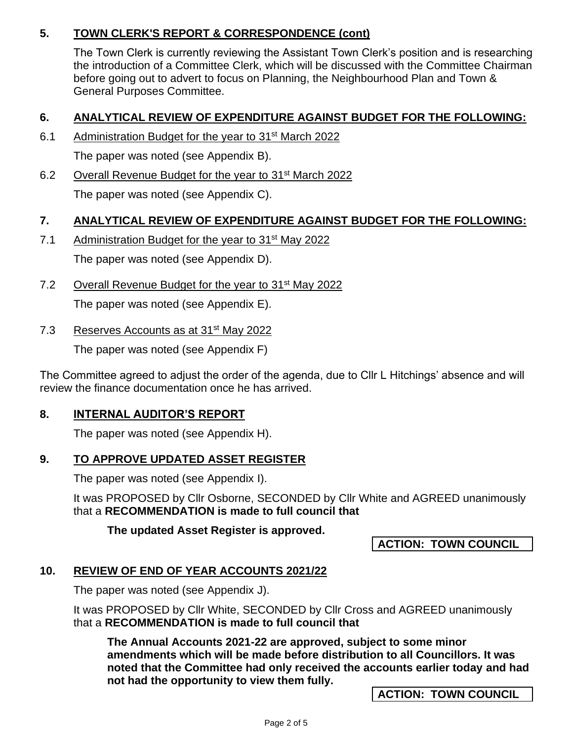## 5. TOWN CLERK'S REPORT & CORRESPONDENCE (cont)

The Town Clerk is currently reviewing the Assistant Town Clerk's position and is researching the introduction of a Committee Clerk, which will be discussed with the Committee Chairman before going out to advert to focus on Planning, the Neighbourhood Plan and Town & General Purposes Committee.

## 6. ANALYTICAL REVIEW OF EXPENDITURE AGAINST BUDGET FOR THE FOLLOWING:

6.1 Administration Budget for the year to 31st March 2022

The paper was noted (see Appendix B).

6.2 Overall Revenue Budget for the year to 31st March 2022

The paper was noted (see Appendix C).

## 7. ANALYTICAL REVIEW OF EXPENDITURE AGAINST BUDGET FOR THE FOLLOWING:

7.1 Administration Budget for the year to 31st May 2022

The paper was noted (see Appendix D).

7.2 Overall Revenue Budget for the year to 31st May 2022

The paper was noted (see Appendix E).

7.3 Reserves Accounts as at 31st May 2022

The paper was noted (see Appendix F)

The Committee agreed to adjust the order of the agenda, due to Cllr L Hitchings' absence and will review the finance documentation once he has arrived.

## 8. INTERNAL AUDITOR'S REPORT

The paper was noted (see Appendix H).

## 9. TO APPROVE UPDATED ASSET REGISTER

The paper was noted (see Appendix I).

It was PROPOSED by Cllr Osborne, SECONDED by Cllr White and AGREED unanimously that a **RECOMMENDATION is made to full council that**

**The updated Asset Register is approved.**

**ACTION: TOWN COUNCIL**

## 10. REVIEW OF END OF YEAR ACCOUNTS 2021/22

The paper was noted (see Appendix J).

It was PROPOSED by Cllr White, SECONDED by Cllr Cross and AGREED unanimously that a **RECOMMENDATION is made to full council that**

**The Annual Accounts 2021-22 are approved, subject to some minor amendments which will be made before distribution to all Councillors. It was noted that the Committee had only received the accounts earlier today and had not had the opportunity to view them fully.**

**ACTION: TOWN COUNCIL**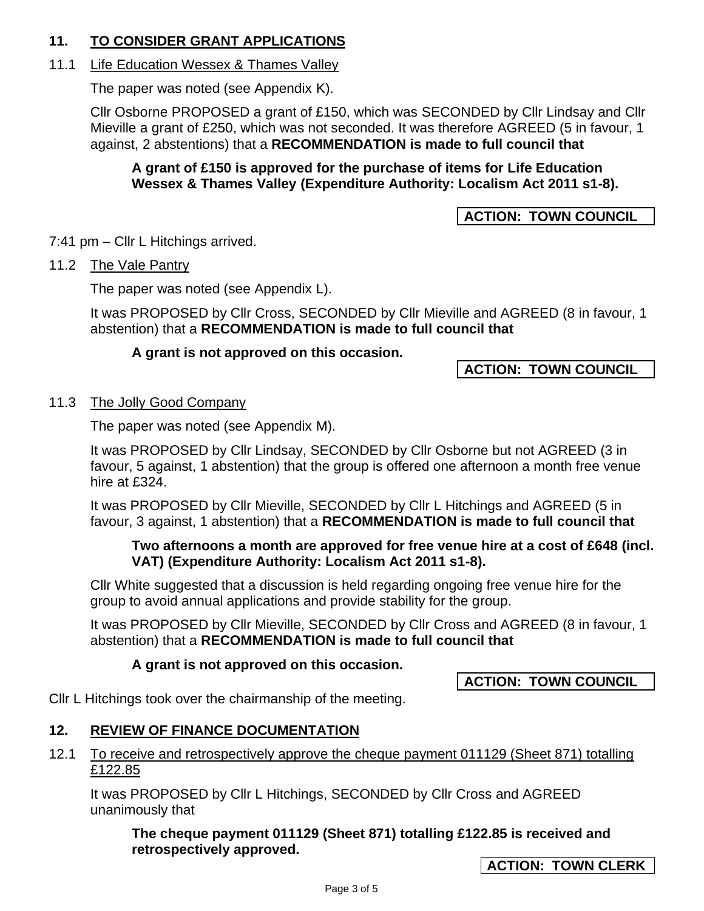## 11. TO CONSIDER GRANT APPLICATIONS

11.1 Life Education Wessex & Thames Valley

The paper was noted (see Appendix K).

Cllr Osborne PROPOSED a grant of £150, which was SECONDED by Cllr Lindsay and Cllr Mieville a grant of £250, which was not seconded. It was therefore AGREED (5 in favour, 1 against, 2 abstentions) that a **RECOMMENDATION is made to full council that**

> **A grant of £150 is approved for the purchase of items for Life Education Wessex & Thames Valley (Expenditure Authority: Localism Act 2011 s1-8).**

**ACTION: TOWN COUNCIL**

7:41 pm – Cllr L Hitchings arrived.

11.2 The Vale Pantry

The paper was noted (see Appendix L).

It was PROPOSED by Cllr Cross, SECONDED by Cllr Mieville and AGREED (8 in favour, 1 abstention) that a **RECOMMENDATION is made to full council that**

> **A grant is not approved on this occasion.**

**ACTION: TOWN COUNCIL**

11.3 The Jolly Good Company

The paper was noted (see Appendix M).

It was PROPOSED by Cllr Lindsay, SECONDED by Cllr Osborne but not AGREED (3 in favour, 5 against, 1 abstention) that the group is offered one afternoon a month free venue hire at £324.

It was PROPOSED by Cllr Mieville, SECONDED by Cllr L Hitchings and AGREED (5 in favour, 3 against, 1 abstention) that a **RECOMMENDATION is made to full council that**

> **Two afternoons a month are approved for free venue hire at a cost of £648 (incl. VAT) (Expenditure Authority: Localism Act 2011 s1-8).**

Cllr White suggested that a discussion is held regarding ongoing free venue hire for the group to avoid annual applications and provide stability for the group.

It was PROPOSED by Cllr Mieville, SECONDED by Cllr Cross and AGREED (8 in favour, 1 abstention) that a **RECOMMENDATION is made to full council that**

> **A grant is not approved on this occasion.**

**ACTION: TOWN COUNCIL**

Cllr L Hitchings took over the chairmanship of the meeting.

## 12. REVIEW OF FINANCE DOCUMENTATION

12.1 To receive and retrospectively approve the cheque payment 011129 (Sheet 871) totalling £122.85

It was PROPOSED by Cllr L Hitchings, SECONDED by Cllr Cross and AGREED unanimously that

> **The cheque payment 011129 (Sheet 871) totalling £122.85 is received and retrospectively approved.**

**ACTION: TOWN CLERK**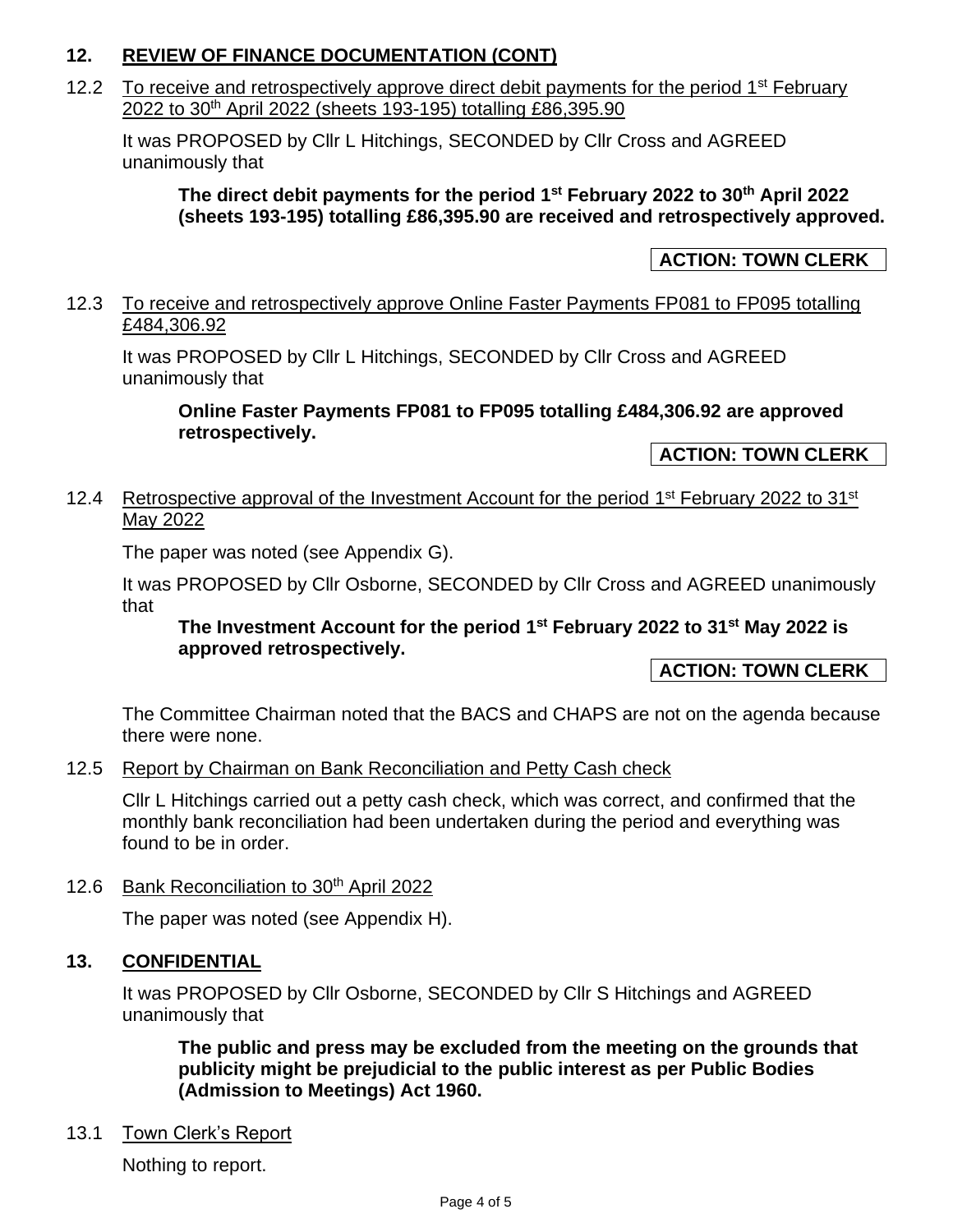## 12. REVIEW OF FINANCE DOCUMENTATION (CONT)

12.2 To receive and retrospectively approve direct debit payments for the period 1st February 2022 to 30th April 2022 (sheets 193-195) totalling £86,395.90

It was PROPOSED by Cllr L Hitchings, SECONDED by Cllr Cross and AGREED unanimously that

> **The direct debit payments for the period 1st February 2022 to 30th April 2022 (sheets 193-195) totalling £86,395.90 are received and retrospectively approved.**

**ACTION: TOWN CLERK**

12.3 To receive and retrospectively approve Online Faster Payments FP081 to FP095 totalling £484,306.92

It was PROPOSED by Cllr L Hitchings, SECONDED by Cllr Cross and AGREED unanimously that

> **Online Faster Payments FP081 to FP095 totalling £484,306.92 are approved retrospectively.**

**ACTION: TOWN CLERK**

12.4 Retrospective approval of the Investment Account for the period 1st February 2022 to 31st May 2022

The paper was noted (see Appendix G).

It was PROPOSED by Cllr Osborne, SECONDED by Cllr Cross and AGREED unanimously that

> **The Investment Account for the period 1st February 2022 to 31st May 2022 is approved retrospectively.**

**ACTION: TOWN CLERK**

The Committee Chairman noted that the BACS and CHAPS are not on the agenda because there were none.

12.5 Report by Chairman on Bank Reconciliation and Petty Cash check

Cllr L Hitchings carried out a petty cash check, which was correct, and confirmed that the monthly bank reconciliation had been undertaken during the period and everything was found to be in order.

12.6 Bank Reconciliation to 30th April 2022

The paper was noted (see Appendix H).

## 13. CONFIDENTIAL

It was PROPOSED by Cllr Osborne, SECONDED by Cllr S Hitchings and AGREED unanimously that

> **The public and press may be excluded from the meeting on the grounds that publicity might be prejudicial to the public interest as per Public Bodies (Admission to Meetings) Act 1960.**

13.1 Town Clerk's Report

Nothing to report.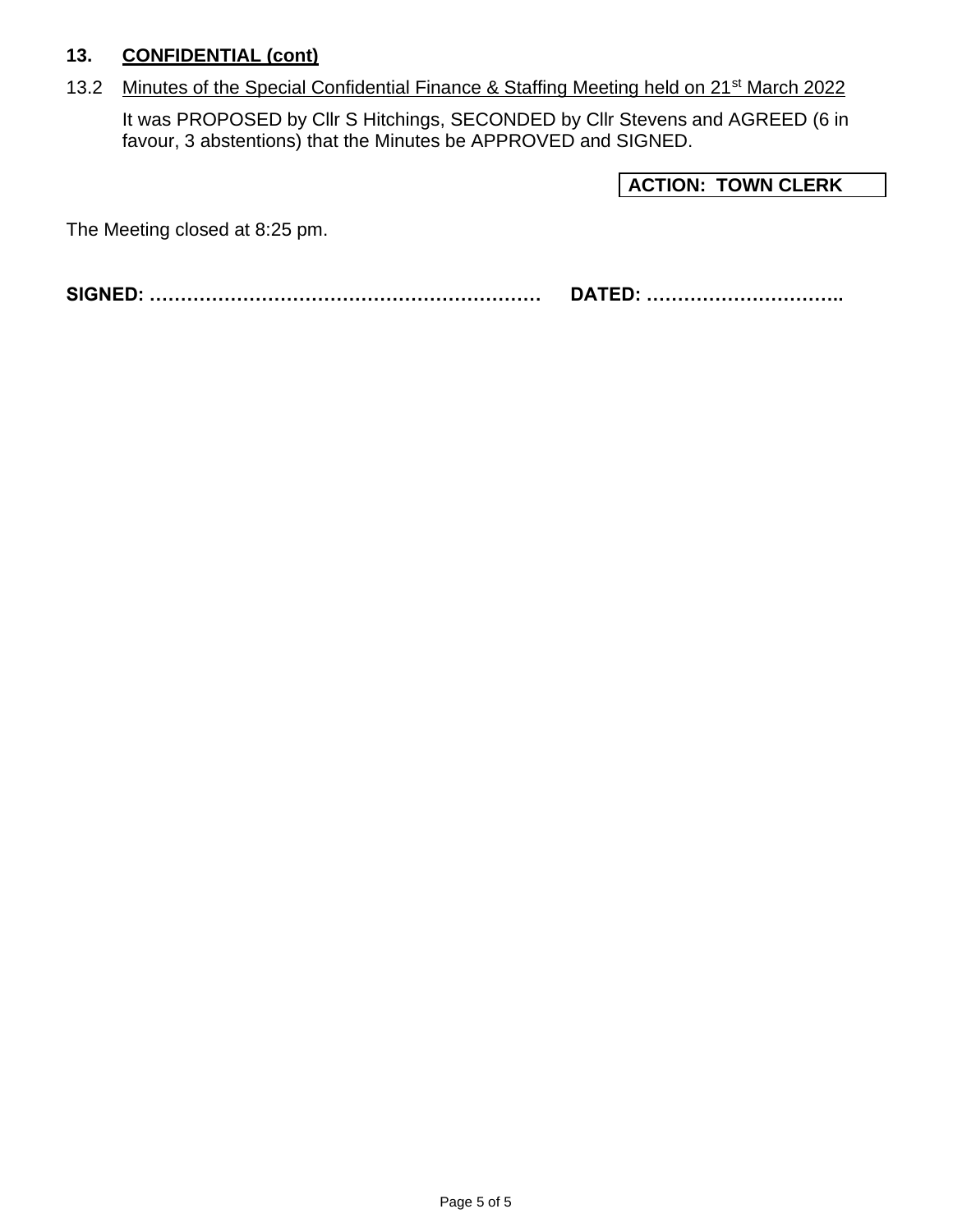## 13. CONFIDENTIAL (cont)

13.2 Minutes of the Special Confidential Finance & Staffing Meeting held on 21st March 2022

It was PROPOSED by Cllr S Hitchings, SECONDED by Cllr Stevens and AGREED (6 in favour, 3 abstentions) that the Minutes be APPROVED and SIGNED.

**ACTION: TOWN CLERK**

The Meeting closed at 8:25 pm.

**SIGNED: ………………………………………………………… DATED: …………………………..**